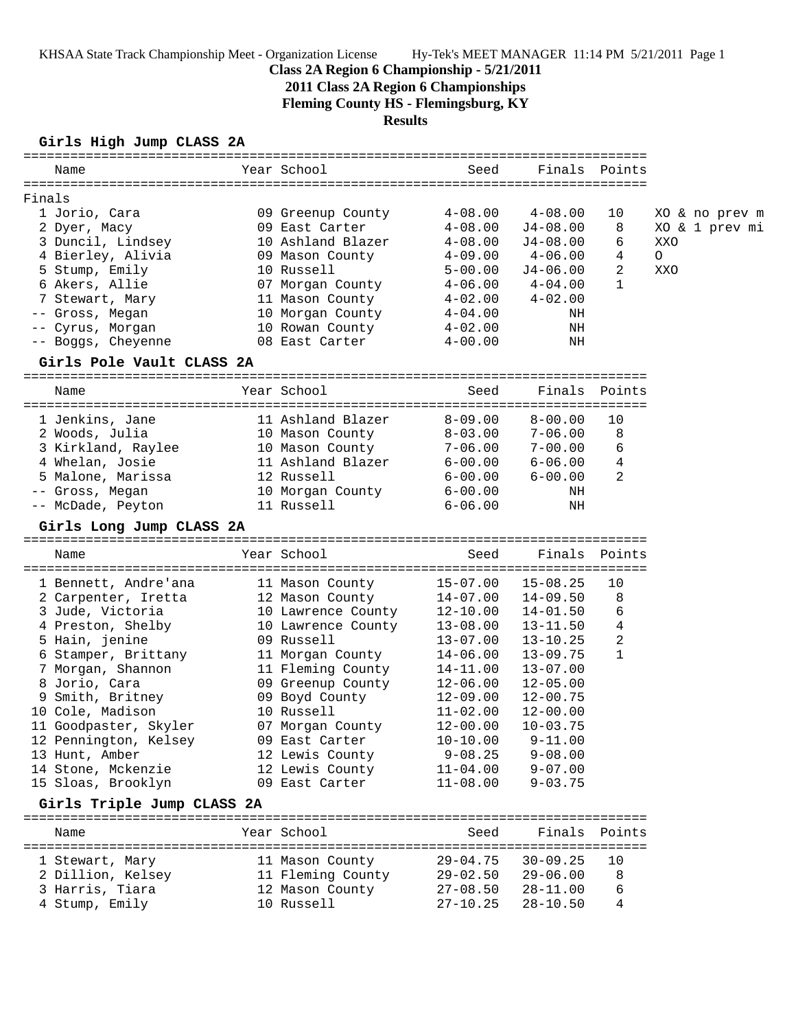KHSAA State Track Championship Meet - Organization License    Hy-Tek's MEET MANAGER 11:14 PM 5/21/2011 Page 1

# Class 2A Region 6 Championship - 5/21/2011

## 2011 Class 2A Region 6 Championships

## Fleming County HS - Flemingsburg, KY

## Results

### Girls High Jump CLASS 2A

Finals

| | Name | Year | School | Seed | Finals | Points | |
|---|---|---|---|---|---|---|---|
| 1 | Jorio, Cara | 09 | Greenup County | 4-08.00 | 4-08.00 | 10 | XO & no prev m |
| 2 | Dyer, Macy | 09 | East Carter | 4-08.00 | J4-08.00 | 8 | XO & 1 prev mi |
| 3 | Duncil, Lindsey | 10 | Ashland Blazer | 4-08.00 | J4-08.00 | 6 | XXO |
| 4 | Bierley, Alivia | 09 | Mason County | 4-09.00 | 4-06.00 | 4 | O |
| 5 | Stump, Emily | 10 | Russell | 5-00.00 | J4-06.00 | 2 | XXO |
| 6 | Akers, Allie | 07 | Morgan County | 4-06.00 | 4-04.00 | 1 | |
| 7 | Stewart, Mary | 11 | Mason County | 4-02.00 | 4-02.00 | | |
| -- | Gross, Megan | 10 | Morgan County | 4-04.00 | NH | | |
| -- | Cyrus, Morgan | 10 | Rowan County | 4-02.00 | NH | | |
| -- | Boggs, Cheyenne | 08 | East Carter | 4-00.00 | NH | | |

### Girls Pole Vault CLASS 2A

| | Name | Year | School | Seed | Finals | Points |
|---|---|---|---|---|---|---|
| 1 | Jenkins, Jane | 11 | Ashland Blazer | 8-09.00 | 8-00.00 | 10 |
| 2 | Woods, Julia | 10 | Mason County | 8-03.00 | 7-06.00 | 8 |
| 3 | Kirkland, Raylee | 10 | Mason County | 7-06.00 | 7-00.00 | 6 |
| 4 | Whelan, Josie | 11 | Ashland Blazer | 6-00.00 | 6-06.00 | 4 |
| 5 | Malone, Marissa | 12 | Russell | 6-00.00 | 6-00.00 | 2 |
| -- | Gross, Megan | 10 | Morgan County | 6-00.00 | NH | |
| -- | McDade, Peyton | 11 | Russell | 6-06.00 | NH | |

### Girls Long Jump CLASS 2A

| | Name | Year | School | Seed | Finals | Points |
|---|---|---|---|---|---|---|
| 1 | Bennett, Andre'ana | 11 | Mason County | 15-07.00 | 15-08.25 | 10 |
| 2 | Carpenter, Iretta | 12 | Mason County | 14-07.00 | 14-09.50 | 8 |
| 3 | Jude, Victoria | 10 | Lawrence County | 12-10.00 | 14-01.50 | 6 |
| 4 | Preston, Shelby | 10 | Lawrence County | 13-08.00 | 13-11.50 | 4 |
| 5 | Hain, jenine | 09 | Russell | 13-07.00 | 13-10.25 | 2 |
| 6 | Stamper, Brittany | 11 | Morgan County | 14-06.00 | 13-09.75 | 1 |
| 7 | Morgan, Shannon | 11 | Fleming County | 14-11.00 | 13-07.00 | |
| 8 | Jorio, Cara | 09 | Greenup County | 12-06.00 | 12-05.00 | |
| 9 | Smith, Britney | 09 | Boyd County | 12-09.00 | 12-00.75 | |
| 10 | Cole, Madison | 10 | Russell | 11-02.00 | 12-00.00 | |
| 11 | Goodpaster, Skyler | 07 | Morgan County | 12-00.00 | 10-03.75 | |
| 12 | Pennington, Kelsey | 09 | East Carter | 10-10.00 | 9-11.00 | |
| 13 | Hunt, Amber | 12 | Lewis County | 9-08.25 | 9-08.00 | |
| 14 | Stone, Mckenzie | 12 | Lewis County | 11-04.00 | 9-07.00 | |
| 15 | Sloas, Brooklyn | 09 | East Carter | 11-08.00 | 9-03.75 | |

### Girls Triple Jump CLASS 2A

| | Name | Year | School | Seed | Finals | Points |
|---|---|---|---|---|---|---|
| 1 | Stewart, Mary | 11 | Mason County | 29-04.75 | 30-09.25 | 10 |
| 2 | Dillion, Kelsey | 11 | Fleming County | 29-02.50 | 29-06.00 | 8 |
| 3 | Harris, Tiara | 12 | Mason County | 27-08.50 | 28-11.00 | 6 |
| 4 | Stump, Emily | 10 | Russell | 27-10.25 | 28-10.50 | 4 |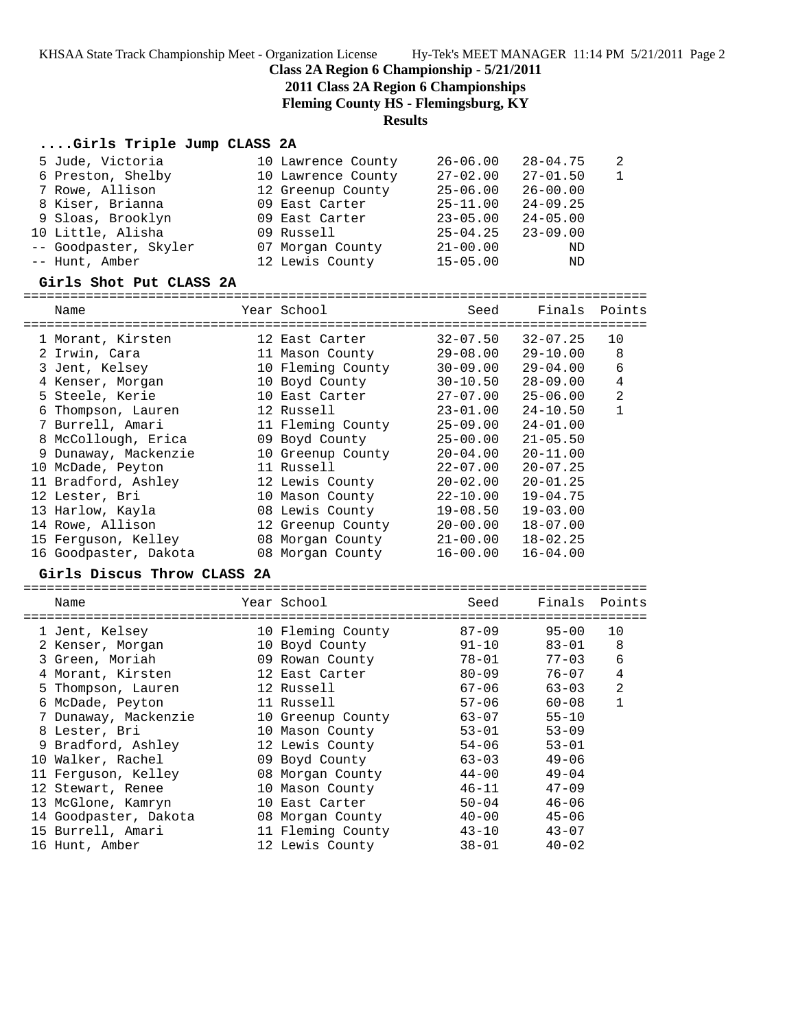**Class 2A Region 6 Championship - 5/21/2011**

**2011 Class 2A Region 6 Championships**

**Fleming County HS - Flemingsburg, KY**

**Results**

### ....Girls Triple Jump CLASS 2A

| Place | Name | Year | School | Seed | Finals | Points |
|---|---|---|---|---|---|---|
| 5 | Jude, Victoria | 10 | Lawrence County | 26-06.00 | 28-04.75 | 2 |
| 6 | Preston, Shelby | 10 | Lawrence County | 27-02.00 | 27-01.50 | 1 |
| 7 | Rowe, Allison | 12 | Greenup County | 25-06.00 | 26-00.00 | |
| 8 | Kiser, Brianna | 09 | East Carter | 25-11.00 | 24-09.25 | |
| 9 | Sloas, Brooklyn | 09 | East Carter | 23-05.00 | 24-05.00 | |
| 10 | Little, Alisha | 09 | Russell | 25-04.25 | 23-09.00 | |
| -- | Goodpaster, Skyler | 07 | Morgan County | 21-00.00 | ND | |
| -- | Hunt, Amber | 12 | Lewis County | 15-05.00 | ND | |

### Girls Shot Put CLASS 2A

| Place | Name | Year | School | Seed | Finals | Points |
|---|---|---|---|---|---|---|
| 1 | Morant, Kirsten | 12 | East Carter | 32-07.50 | 32-07.25 | 10 |
| 2 | Irwin, Cara | 11 | Mason County | 29-08.00 | 29-10.00 | 8 |
| 3 | Jent, Kelsey | 10 | Fleming County | 30-09.00 | 29-04.00 | 6 |
| 4 | Kenser, Morgan | 10 | Boyd County | 30-10.50 | 28-09.00 | 4 |
| 5 | Steele, Kerie | 10 | East Carter | 27-07.00 | 25-06.00 | 2 |
| 6 | Thompson, Lauren | 12 | Russell | 23-01.00 | 24-10.50 | 1 |
| 7 | Burrell, Amari | 11 | Fleming County | 25-09.00 | 24-01.00 | |
| 8 | McCollough, Erica | 09 | Boyd County | 25-00.00 | 21-05.50 | |
| 9 | Dunaway, Mackenzie | 10 | Greenup County | 20-04.00 | 20-11.00 | |
| 10 | McDade, Peyton | 11 | Russell | 22-07.00 | 20-07.25 | |
| 11 | Bradford, Ashley | 12 | Lewis County | 20-02.00 | 20-01.25 | |
| 12 | Lester, Bri | 10 | Mason County | 22-10.00 | 19-04.75 | |
| 13 | Harlow, Kayla | 08 | Lewis County | 19-08.50 | 19-03.00 | |
| 14 | Rowe, Allison | 12 | Greenup County | 20-00.00 | 18-07.00 | |
| 15 | Ferguson, Kelley | 08 | Morgan County | 21-00.00 | 18-02.25 | |
| 16 | Goodpaster, Dakota | 08 | Morgan County | 16-00.00 | 16-04.00 | |

### Girls Discus Throw CLASS 2A

| Place | Name | Year | School | Seed | Finals | Points |
|---|---|---|---|---|---|---|
| 1 | Jent, Kelsey | 10 | Fleming County | 87-09 | 95-00 | 10 |
| 2 | Kenser, Morgan | 10 | Boyd County | 91-10 | 83-01 | 8 |
| 3 | Green, Moriah | 09 | Rowan County | 78-01 | 77-03 | 6 |
| 4 | Morant, Kirsten | 12 | East Carter | 80-09 | 76-07 | 4 |
| 5 | Thompson, Lauren | 12 | Russell | 67-06 | 63-03 | 2 |
| 6 | McDade, Peyton | 11 | Russell | 57-06 | 60-08 | 1 |
| 7 | Dunaway, Mackenzie | 10 | Greenup County | 63-07 | 55-10 | |
| 8 | Lester, Bri | 10 | Mason County | 53-01 | 53-09 | |
| 9 | Bradford, Ashley | 12 | Lewis County | 54-06 | 53-01 | |
| 10 | Walker, Rachel | 09 | Boyd County | 63-03 | 49-06 | |
| 11 | Ferguson, Kelley | 08 | Morgan County | 44-00 | 49-04 | |
| 12 | Stewart, Renee | 10 | Mason County | 46-11 | 47-09 | |
| 13 | McGlone, Kamryn | 10 | East Carter | 50-04 | 46-06 | |
| 14 | Goodpaster, Dakota | 08 | Morgan County | 40-00 | 45-06 | |
| 15 | Burrell, Amari | 11 | Fleming County | 43-10 | 43-07 | |
| 16 | Hunt, Amber | 12 | Lewis County | 38-01 | 40-02 | |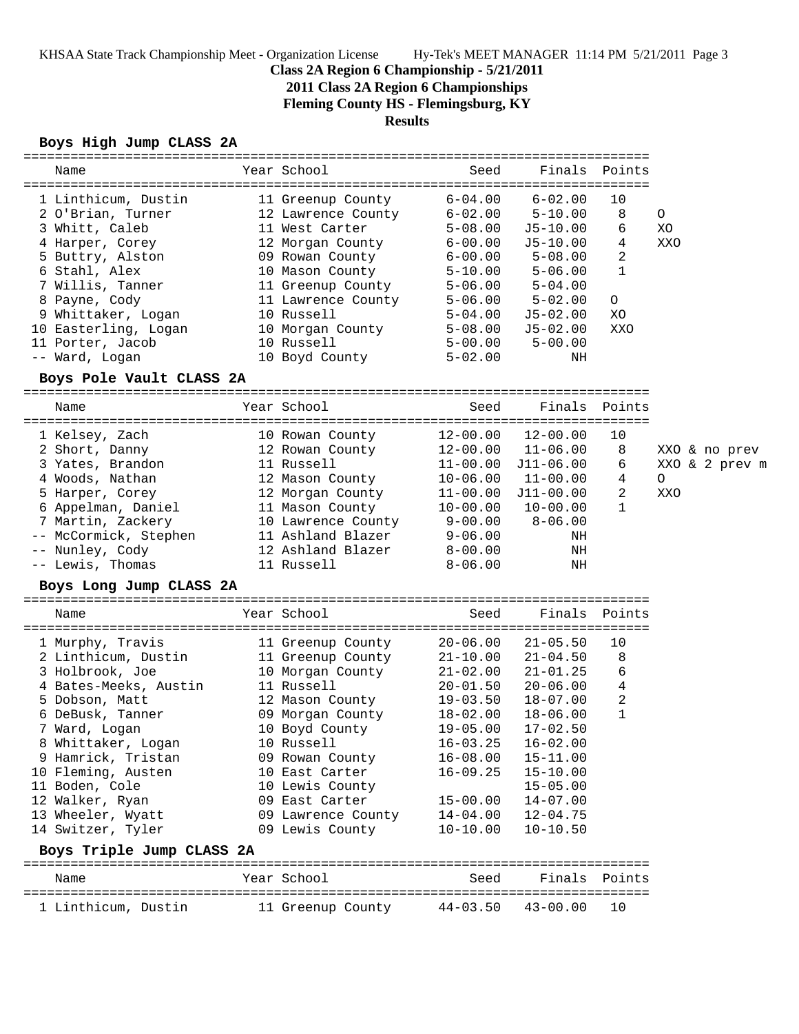**Class 2A Region 6 Championship - 5/21/2011**

**2011 Class 2A Region 6 Championships**

**Fleming County HS - Flemingsburg, KY**

**Results**

### Boys High Jump CLASS 2A

| | Name | Year | School | Seed | Finals | Points | |
|---|---|---|---|---|---|---|---|
| 1 | Linthicum, Dustin | 11 | Greenup County | 6-04.00 | 6-02.00 | 10 | |
| 2 | O'Brian, Turner | 12 | Lawrence County | 6-02.00 | 5-10.00 | 8 | O |
| 3 | Whitt, Caleb | 11 | West Carter | 5-08.00 | J5-10.00 | 6 | XO |
| 4 | Harper, Corey | 12 | Morgan County | 6-00.00 | J5-10.00 | 4 | XXO |
| 5 | Buttry, Alston | 09 | Rowan County | 6-00.00 | 5-08.00 | 2 | |
| 6 | Stahl, Alex | 10 | Mason County | 5-10.00 | 5-06.00 | 1 | |
| 7 | Willis, Tanner | 11 | Greenup County | 5-06.00 | 5-04.00 | | |
| 8 | Payne, Cody | 11 | Lawrence County | 5-06.00 | 5-02.00 | O | |
| 9 | Whittaker, Logan | 10 | Russell | 5-04.00 | J5-02.00 | XO | |
| 10 | Easterling, Logan | 10 | Morgan County | 5-08.00 | J5-02.00 | XXO | |
| 11 | Porter, Jacob | 10 | Russell | 5-00.00 | 5-00.00 | | |
| -- | Ward, Logan | 10 | Boyd County | 5-02.00 | NH | | |

### Boys Pole Vault CLASS 2A

| | Name | Year | School | Seed | Finals | Points | |
|---|---|---|---|---|---|---|---|
| 1 | Kelsey, Zach | 10 | Rowan County | 12-00.00 | 12-00.00 | 10 | |
| 2 | Short, Danny | 12 | Rowan County | 12-00.00 | 11-06.00 | 8 | XXO & no prev |
| 3 | Yates, Brandon | 11 | Russell | 11-00.00 | J11-06.00 | 6 | XXO & 2 prev m |
| 4 | Woods, Nathan | 12 | Mason County | 10-06.00 | 11-00.00 | 4 | O |
| 5 | Harper, Corey | 12 | Morgan County | 11-00.00 | J11-00.00 | 2 | XXO |
| 6 | Appelman, Daniel | 11 | Mason County | 10-00.00 | 10-00.00 | 1 | |
| 7 | Martin, Zackery | 10 | Lawrence County | 9-00.00 | 8-06.00 | | |
| -- | McCormick, Stephen | 11 | Ashland Blazer | 9-06.00 | NH | | |
| -- | Nunley, Cody | 12 | Ashland Blazer | 8-00.00 | NH | | |
| -- | Lewis, Thomas | 11 | Russell | 8-06.00 | NH | | |

### Boys Long Jump CLASS 2A

| | Name | Year | School | Seed | Finals | Points |
|---|---|---|---|---|---|---|
| 1 | Murphy, Travis | 11 | Greenup County | 20-06.00 | 21-05.50 | 10 |
| 2 | Linthicum, Dustin | 11 | Greenup County | 21-10.00 | 21-04.50 | 8 |
| 3 | Holbrook, Joe | 10 | Morgan County | 21-02.00 | 21-01.25 | 6 |
| 4 | Bates-Meeks, Austin | 11 | Russell | 20-01.50 | 20-06.00 | 4 |
| 5 | Dobson, Matt | 12 | Mason County | 19-03.50 | 18-07.00 | 2 |
| 6 | DeBusk, Tanner | 09 | Morgan County | 18-02.00 | 18-06.00 | 1 |
| 7 | Ward, Logan | 10 | Boyd County | 19-05.00 | 17-02.50 | |
| 8 | Whittaker, Logan | 10 | Russell | 16-03.25 | 16-02.00 | |
| 9 | Hamrick, Tristan | 09 | Rowan County | 16-08.00 | 15-11.00 | |
| 10 | Fleming, Austen | 10 | East Carter | 16-09.25 | 15-10.00 | |
| 11 | Boden, Cole | 10 | Lewis County | | 15-05.00 | |
| 12 | Walker, Ryan | 09 | East Carter | 15-00.00 | 14-07.00 | |
| 13 | Wheeler, Wyatt | 09 | Lawrence County | 14-04.00 | 12-04.75 | |
| 14 | Switzer, Tyler | 09 | Lewis County | 10-10.00 | 10-10.50 | |

### Boys Triple Jump CLASS 2A

| | Name | Year | School | Seed | Finals | Points |
|---|---|---|---|---|---|---|
| 1 | Linthicum, Dustin | 11 | Greenup County | 44-03.50 | 43-00.00 | 10 |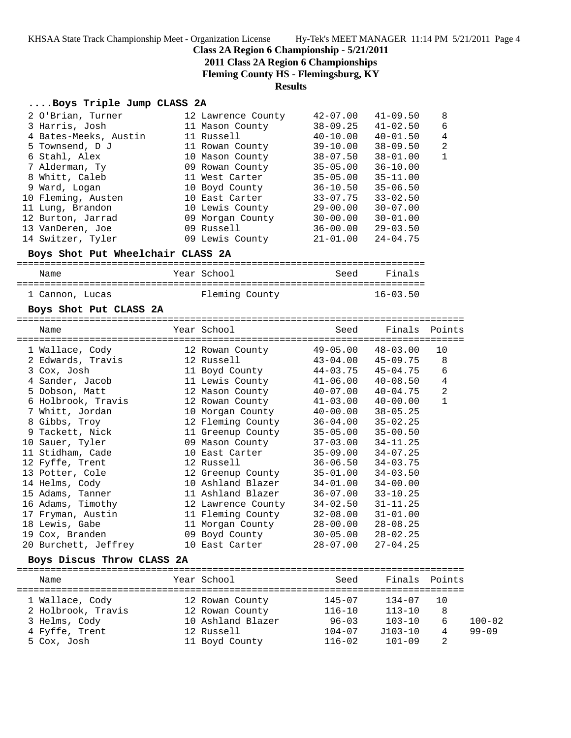**Class 2A Region 6 Championship - 5/21/2011**

**2011 Class 2A Region 6 Championships**

**Fleming County HS - Flemingsburg, KY**

**Results**

### ....Boys Triple Jump CLASS 2A

| Place | Name | Year | School | Seed | Finals | Points |
|---|---|---|---|---|---|---|
| 2 | O'Brian, Turner | 12 | Lawrence County | 42-07.00 | 41-09.50 | 8 |
| 3 | Harris, Josh | 11 | Mason County | 38-09.25 | 41-02.50 | 6 |
| 4 | Bates-Meeks, Austin | 11 | Russell | 40-10.00 | 40-01.50 | 4 |
| 5 | Townsend, D J | 11 | Rowan County | 39-10.00 | 38-09.50 | 2 |
| 6 | Stahl, Alex | 10 | Mason County | 38-07.50 | 38-01.00 | 1 |
| 7 | Alderman, Ty | 09 | Rowan County | 35-05.00 | 36-10.00 | |
| 8 | Whitt, Caleb | 11 | West Carter | 35-05.00 | 35-11.00 | |
| 9 | Ward, Logan | 10 | Boyd County | 36-10.50 | 35-06.50 | |
| 10 | Fleming, Austen | 10 | East Carter | 33-07.75 | 33-02.50 | |
| 11 | Lung, Brandon | 10 | Lewis County | 29-00.00 | 30-07.00 | |
| 12 | Burton, Jarrad | 09 | Morgan County | 30-00.00 | 30-01.00 | |
| 13 | VanDeren, Joe | 09 | Russell | 36-00.00 | 29-03.50 | |
| 14 | Switzer, Tyler | 09 | Lewis County | 21-01.00 | 24-04.75 | |

### Boys Shot Put Wheelchair CLASS 2A

| Place | Name | Year | School | Seed | Finals |
|---|---|---|---|---|---|
| 1 | Cannon, Lucas | | Fleming County | | 16-03.50 |

### Boys Shot Put CLASS 2A

| Place | Name | Year | School | Seed | Finals | Points |
|---|---|---|---|---|---|---|
| 1 | Wallace, Cody | 12 | Rowan County | 49-05.00 | 48-03.00 | 10 |
| 2 | Edwards, Travis | 12 | Russell | 43-04.00 | 45-09.75 | 8 |
| 3 | Cox, Josh | 11 | Boyd County | 44-03.75 | 45-04.75 | 6 |
| 4 | Sander, Jacob | 11 | Lewis County | 41-06.00 | 40-08.50 | 4 |
| 5 | Dobson, Matt | 12 | Mason County | 40-07.00 | 40-04.75 | 2 |
| 6 | Holbrook, Travis | 12 | Rowan County | 41-03.00 | 40-00.00 | 1 |
| 7 | Whitt, Jordan | 10 | Morgan County | 40-00.00 | 38-05.25 | |
| 8 | Gibbs, Troy | 12 | Fleming County | 36-04.00 | 35-02.25 | |
| 9 | Tackett, Nick | 11 | Greenup County | 35-05.00 | 35-00.50 | |
| 10 | Sauer, Tyler | 09 | Mason County | 37-03.00 | 34-11.25 | |
| 11 | Stidham, Cade | 10 | East Carter | 35-09.00 | 34-07.25 | |
| 12 | Fyffe, Trent | 12 | Russell | 36-06.50 | 34-03.75 | |
| 13 | Potter, Cole | 12 | Greenup County | 35-01.00 | 34-03.50 | |
| 14 | Helms, Cody | 10 | Ashland Blazer | 34-01.00 | 34-00.00 | |
| 15 | Adams, Tanner | 11 | Ashland Blazer | 36-07.00 | 33-10.25 | |
| 16 | Adams, Timothy | 12 | Lawrence County | 34-02.50 | 31-11.25 | |
| 17 | Fryman, Austin | 11 | Fleming County | 32-08.00 | 31-01.00 | |
| 18 | Lewis, Gabe | 11 | Morgan County | 28-00.00 | 28-08.25 | |
| 19 | Cox, Branden | 09 | Boyd County | 30-05.00 | 28-02.25 | |
| 20 | Burchett, Jeffrey | 10 | East Carter | 28-07.00 | 27-04.25 | |

### Boys Discus Throw CLASS 2A

| Place | Name | Year | School | Seed | Finals | Points | |
|---|---|---|---|---|---|---|---|
| 1 | Wallace, Cody | 12 | Rowan County | 145-07 | 134-07 | 10 | |
| 2 | Holbrook, Travis | 12 | Rowan County | 116-10 | 113-10 | 8 | |
| 3 | Helms, Cody | 10 | Ashland Blazer | 96-03 | 103-10 | 6 | 100-02 |
| 4 | Fyffe, Trent | 12 | Russell | 104-07 | J103-10 | 4 | 99-09 |
| 5 | Cox, Josh | 11 | Boyd County | 116-02 | 101-09 | 2 | |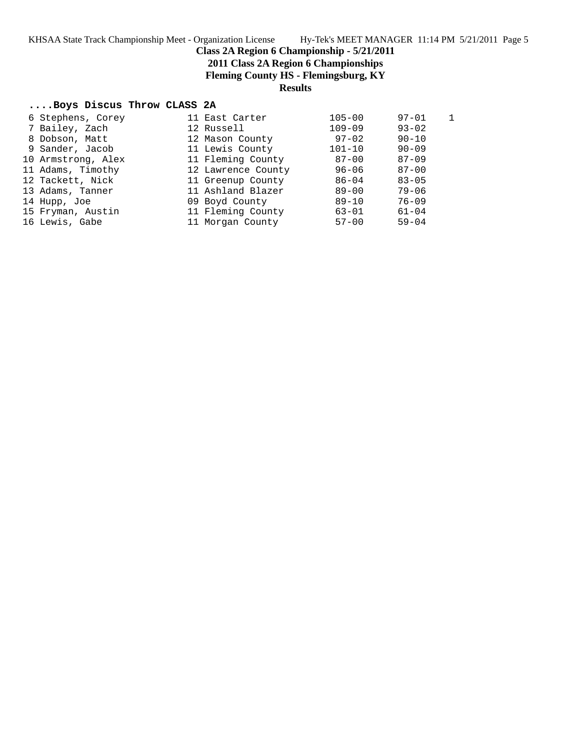Class 2A Region 6 Championship - 5/21/2011

2011 Class 2A Region 6 Championships

Fleming County HS - Flemingsburg, KY

Results

**....Boys Discus Throw CLASS 2A**

| | | | | | | |
|---|---|---|---|---|---|---|
| 6 | Stephens, Corey | 11 | East Carter | 105-00 | 97-01 | 1 |
| 7 | Bailey, Zach | 12 | Russell | 109-09 | 93-02 | |
| 8 | Dobson, Matt | 12 | Mason County | 97-02 | 90-10 | |
| 9 | Sander, Jacob | 11 | Lewis County | 101-10 | 90-09 | |
| 10 | Armstrong, Alex | 11 | Fleming County | 87-00 | 87-09 | |
| 11 | Adams, Timothy | 12 | Lawrence County | 96-06 | 87-00 | |
| 12 | Tackett, Nick | 11 | Greenup County | 86-04 | 83-05 | |
| 13 | Adams, Tanner | 11 | Ashland Blazer | 89-00 | 79-06 | |
| 14 | Hupp, Joe | 09 | Boyd County | 89-10 | 76-09 | |
| 15 | Fryman, Austin | 11 | Fleming County | 63-01 | 61-04 | |
| 16 | Lewis, Gabe | 11 | Morgan County | 57-00 | 59-04 | |